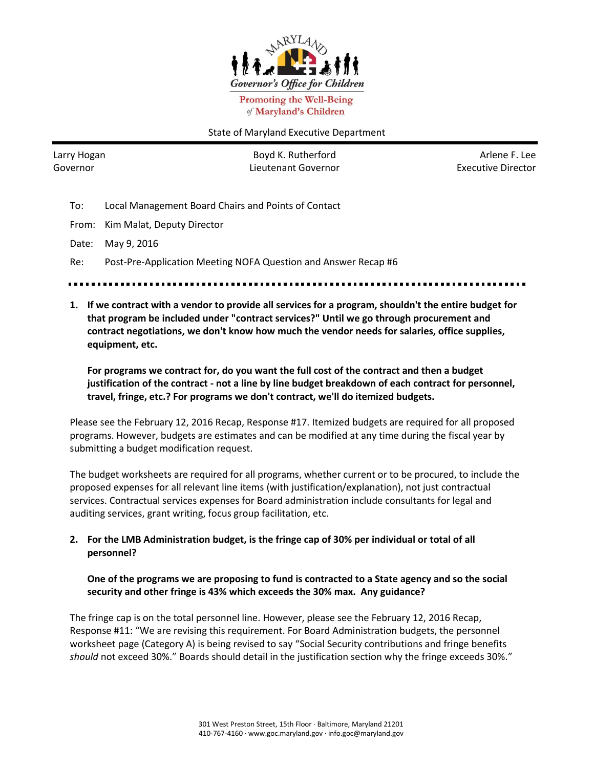Governor's Office for Children

Promoting the Well-Being of Maryland's Children

State of Maryland Executive Department

| | | |
|---|---|---|
| Larry Hogan<br>Governor | Boyd K. Rutherford<br>Lieutenant Governor | Arlene F. Lee<br>Executive Director |

To: Local Management Board Chairs and Points of Contact

From: Kim Malat, Deputy Director

Date: May 9, 2016

Re: Post-Pre-Application Meeting NOFA Question and Answer Recap #6

1. **If we contract with a vendor to provide all services for a program, shouldn't the entire budget for that program be included under "contract services?" Until we go through procurement and contract negotiations, we don't know how much the vendor needs for salaries, office supplies, equipment, etc.**

   **For programs we contract for, do you want the full cost of the contract and then a budget justification of the contract - not a line by line budget breakdown of each contract for personnel, travel, fringe, etc.? For programs we don't contract, we'll do itemized budgets.**

Please see the February 12, 2016 Recap, Response #17. Itemized budgets are required for all proposed programs. However, budgets are estimates and can be modified at any time during the fiscal year by submitting a budget modification request.

The budget worksheets are required for all programs, whether current or to be procured, to include the proposed expenses for all relevant line items (with justification/explanation), not just contractual services. Contractual services expenses for Board administration include consultants for legal and auditing services, grant writing, focus group facilitation, etc.

2. **For the LMB Administration budget, is the fringe cap of 30% per individual or total of all personnel?**

   **One of the programs we are proposing to fund is contracted to a State agency and so the social security and other fringe is 43% which exceeds the 30% max. Any guidance?**

The fringe cap is on the total personnel line. However, please see the February 12, 2016 Recap, Response #11: "We are revising this requirement. For Board Administration budgets, the personnel worksheet page (Category A) is being revised to say "Social Security contributions and fringe benefits *should* not exceed 30%." Boards should detail in the justification section why the fringe exceeds 30%."

301 West Preston Street, 15th Floor · Baltimore, Maryland 21201
410-767-4160 · www.goc.maryland.gov · info.goc@maryland.gov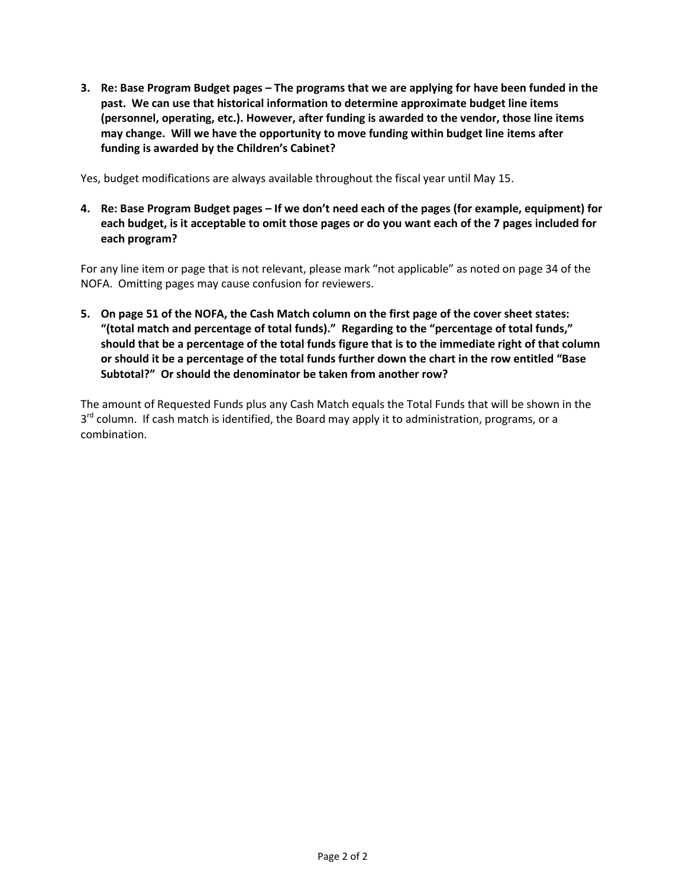3. **Re: Base Program Budget pages – The programs that we are applying for have been funded in the past. We can use that historical information to determine approximate budget line items (personnel, operating, etc.). However, after funding is awarded to the vendor, those line items may change. Will we have the opportunity to move funding within budget line items after funding is awarded by the Children's Cabinet?**

Yes, budget modifications are always available throughout the fiscal year until May 15.

4. **Re: Base Program Budget pages – If we don't need each of the pages (for example, equipment) for each budget, is it acceptable to omit those pages or do you want each of the 7 pages included for each program?**

For any line item or page that is not relevant, please mark "not applicable" as noted on page 34 of the NOFA. Omitting pages may cause confusion for reviewers.

5. **On page 51 of the NOFA, the Cash Match column on the first page of the cover sheet states: "(total match and percentage of total funds)." Regarding to the "percentage of total funds," should that be a percentage of the total funds figure that is to the immediate right of that column or should it be a percentage of the total funds further down the chart in the row entitled "Base Subtotal?" Or should the denominator be taken from another row?**

The amount of Requested Funds plus any Cash Match equals the Total Funds that will be shown in the 3rd column. If cash match is identified, the Board may apply it to administration, programs, or a combination.